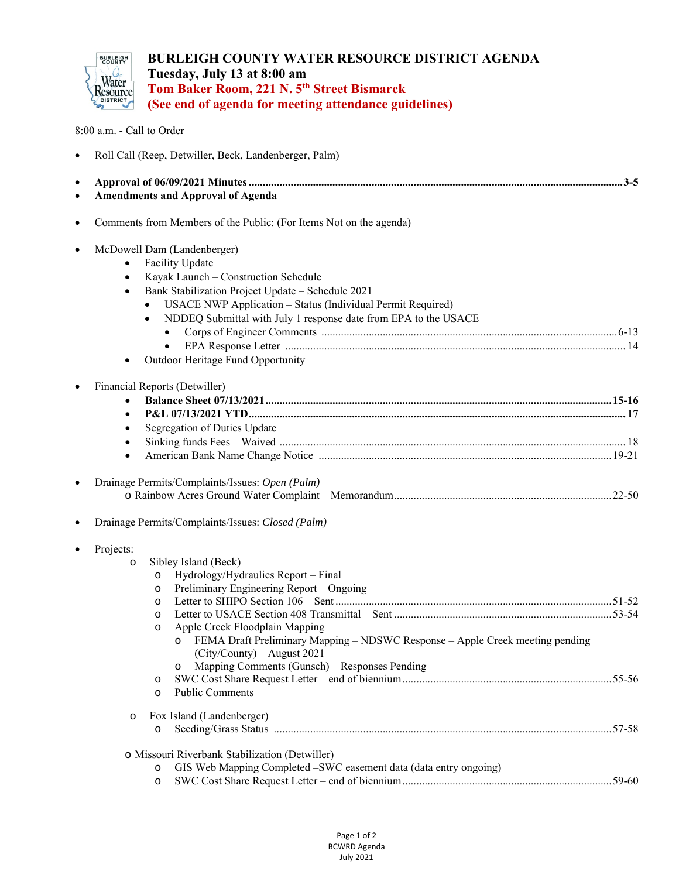# BURLEIGH COUNTY WATER RESOURCE DISTRICT AGENDA

**Tuesday, July 13 at 8:00 am**

**Tom Baker Room, 221 N. 5th Street Bismarck**

**(See end of agenda for meeting attendance guidelines)**

8:00 a.m. - Call to Order

- Roll Call (Reep, Detwiller, Beck, Landenberger, Palm)
- **Approval of 06/09/2021 Minutes .......... 3-5**
- **Amendments and Approval of Agenda**
- Comments from Members of the Public: (For Items Not on the agenda)
- McDowell Dam (Landenberger)
  - Facility Update
  - Kayak Launch – Construction Schedule
  - Bank Stabilization Project Update – Schedule 2021
    - USACE NWP Application – Status (Individual Permit Required)
    - NDDEQ Submittal with July 1 response date from EPA to the USACE
      - Corps of Engineer Comments .......... 6-13
      - EPA Response Letter .......... 14
  - Outdoor Heritage Fund Opportunity
- Financial Reports (Detwiller)
  - **Balance Sheet 07/13/2021 .......... 15-16**
  - **P&L 07/13/2021 YTD .......... 17**
  - Segregation of Duties Update
  - Sinking funds Fees – Waived .......... 18
  - American Bank Name Change Notice .......... 19-21
- Drainage Permits/Complaints/Issues: *Open (Palm)*
  - Rainbow Acres Ground Water Complaint – Memorandum .......... 22-50
- Drainage Permits/Complaints/Issues: *Closed (Palm)*
- Projects:
  - Sibley Island (Beck)
    - Hydrology/Hydraulics Report – Final
    - Preliminary Engineering Report – Ongoing
    - Letter to SHIPO Section 106 – Sent .......... 51-52
    - Letter to USACE Section 408 Transmittal – Sent .......... 53-54
    - Apple Creek Floodplain Mapping
      - FEMA Draft Preliminary Mapping – NDSWC Response – Apple Creek meeting pending (City/County) – August 2021
      - Mapping Comments (Gunsch) – Responses Pending
    - SWC Cost Share Request Letter – end of biennium .......... 55-56
    - Public Comments
  - Fox Island (Landenberger)
    - Seeding/Grass Status .......... 57-58
  - Missouri Riverbank Stabilization (Detwiller)
    - GIS Web Mapping Completed –SWC easement data (data entry ongoing)
    - SWC Cost Share Request Letter – end of biennium .......... 59-60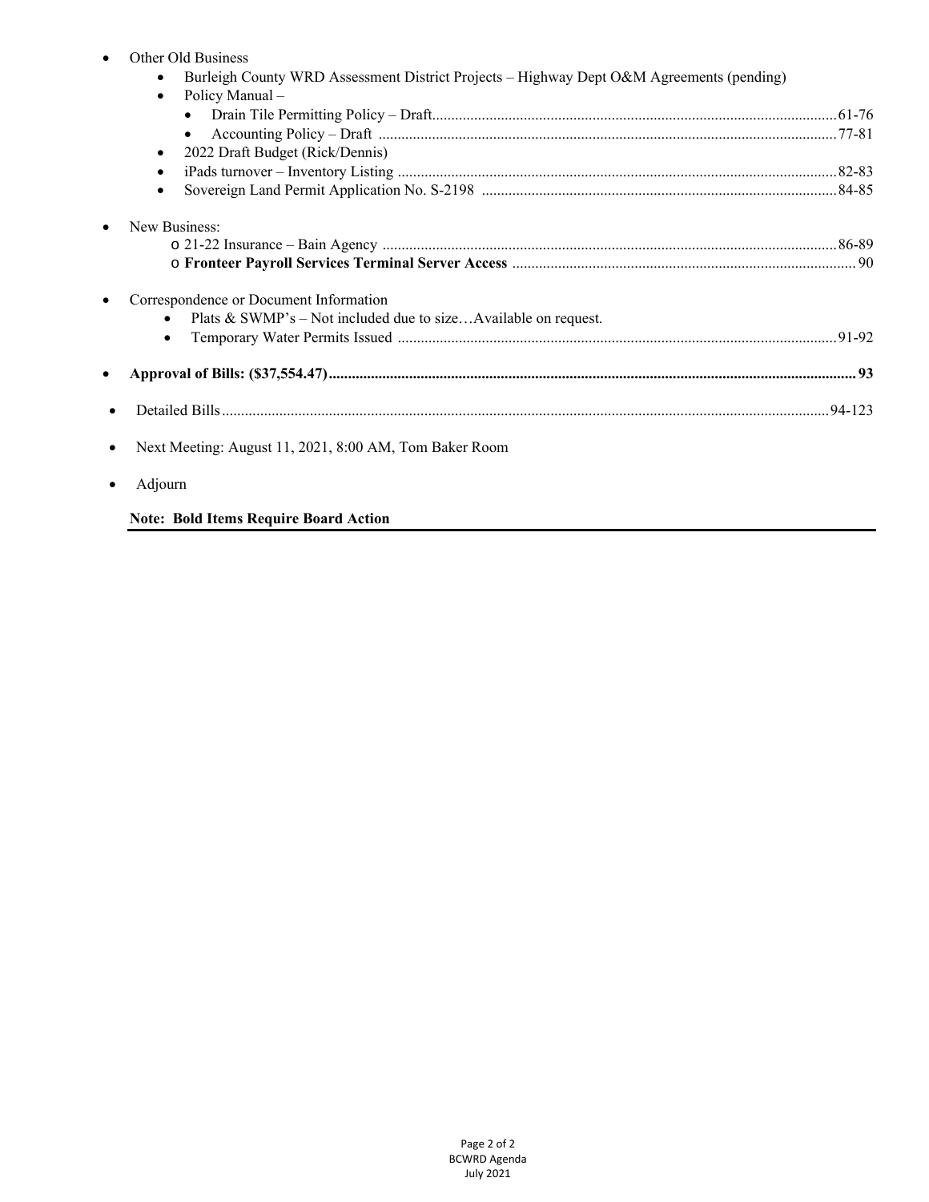- Other Old Business
    - Burleigh County WRD Assessment District Projects – Highway Dept O&M Agreements (pending)
    - Policy Manual –
        - Drain Tile Permitting Policy – Draft....................................................61-76
        - Accounting Policy – Draft ....................................................77-81
    - 2022 Draft Budget (Rick/Dennis)
    - iPads turnover – Inventory Listing ....................................................82-83
    - Sovereign Land Permit Application No. S-2198 ....................................................84-85

- New Business:
    - 21-22 Insurance – Bain Agency ....................................................86-89
    - **Fronteer Payroll Services Terminal Server Access** ....................................................90

- Correspondence or Document Information
    - Plats & SWMP's – Not included due to size…Available on request.
    - Temporary Water Permits Issued ....................................................91-92

- **Approval of Bills: ($37,554.47)....................................................93**

- Detailed Bills....................................................94-123

- Next Meeting: August 11, 2021, 8:00 AM, Tom Baker Room

- Adjourn

**Note: Bold Items Require Board Action**